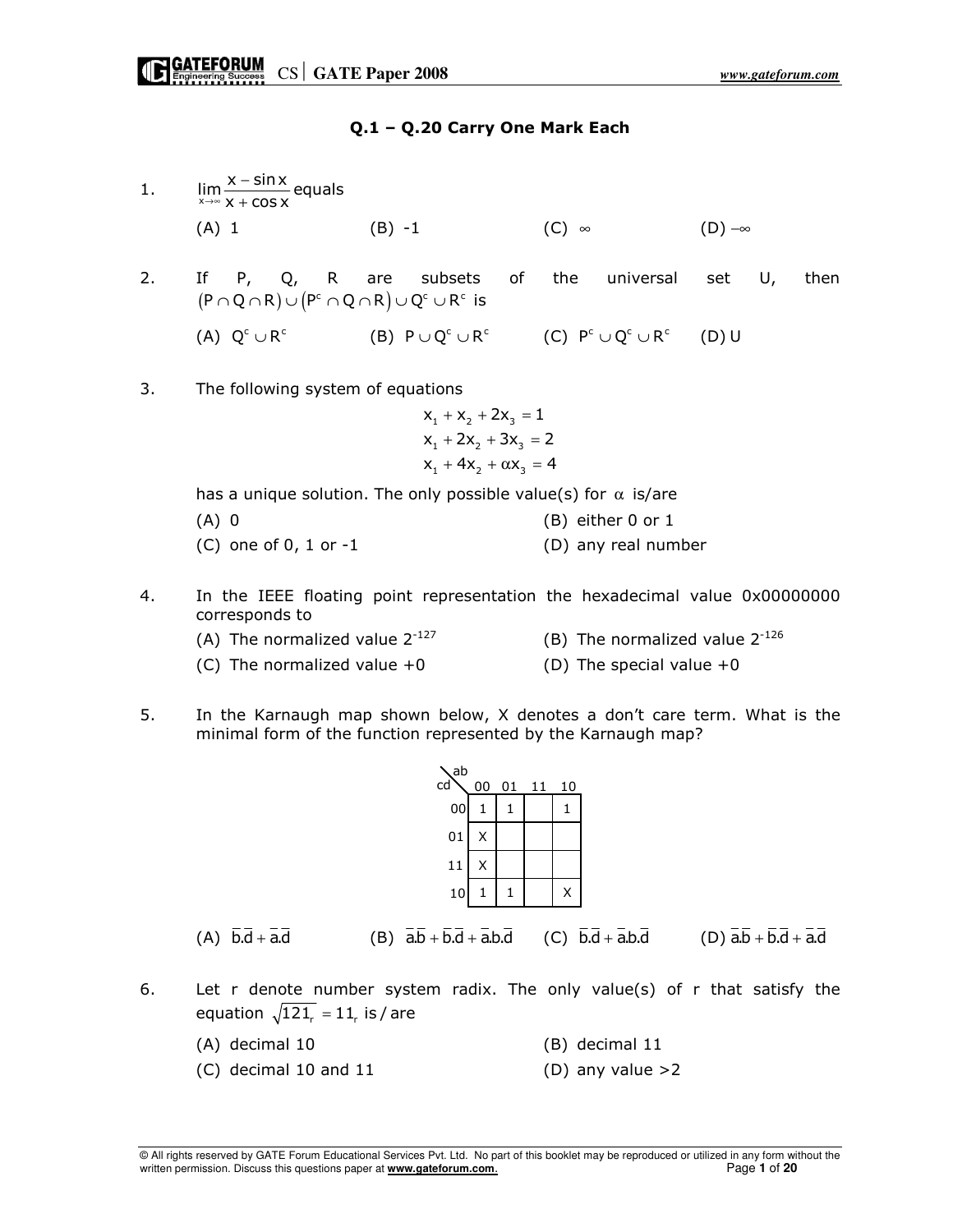## Q.1 – Q.20 Carry One Mark Each

1. $\lim_{x \to \infty} \frac{x - \sin x}{x + \cos x}$ equals

   (A) 1 (B) -1 (C) $\infty$ (D) $-\infty$

2. If P, Q, R are subsets of the universal set U, then $(P \cap Q \cap R) \cup (P^c \cap Q \cap R) \cup Q^c \cup R^c$ is

   (A) $Q^c \cup R^c$ (B) $P \cup Q^c \cup R^c$ (C) $P^c \cup Q^c \cup R^c$ (D) U

3. The following system of equations

$$x_1 + x_2 + 2x_3 = 1$$
$$x_1 + 2x_2 + 3x_3 = 2$$
$$x_1 + 4x_2 + \alpha x_3 = 4$$

   has a unique solution. The only possible value(s) for $\alpha$ is/are

   (A) 0 (B) either 0 or 1

   (C) one of 0, 1 or -1 (D) any real number

4. In the IEEE floating point representation the hexadecimal value 0x00000000 corresponds to

   (A) The normalized value $2^{-127}$ (B) The normalized value $2^{-126}$

   (C) The normalized value +0 (D) The special value +0

5. In the Karnaugh map shown below, X denotes a don't care term. What is the minimal form of the function represented by the Karnaugh map?

| cd \ ab | 00 | 01 | 11 | 10 |
|---|---|---|---|---|
| 00 | 1 | 1 | | 1 |
| 01 | X | | | |
| 11 | X | | | |
| 10 | 1 | 1 | | X |

   (A) $\bar{b}.\bar{d} + \bar{a}.\bar{d}$ (B) $\bar{a}.\bar{b} + \bar{b}.\bar{d} + \bar{a}.b.\bar{d}$ (C) $\bar{b}.\bar{d} + \bar{a}.b.\bar{d}$ (D) $\bar{a}.\bar{b} + \bar{b}.\bar{d} + \bar{a}.\bar{d}$

6. Let r denote number system radix. The only value(s) of r that satisfy the equation $\sqrt{121_r} = 11_r$ is / are

   (A) decimal 10 (B) decimal 11

   (C) decimal 10 and 11 (D) any value >2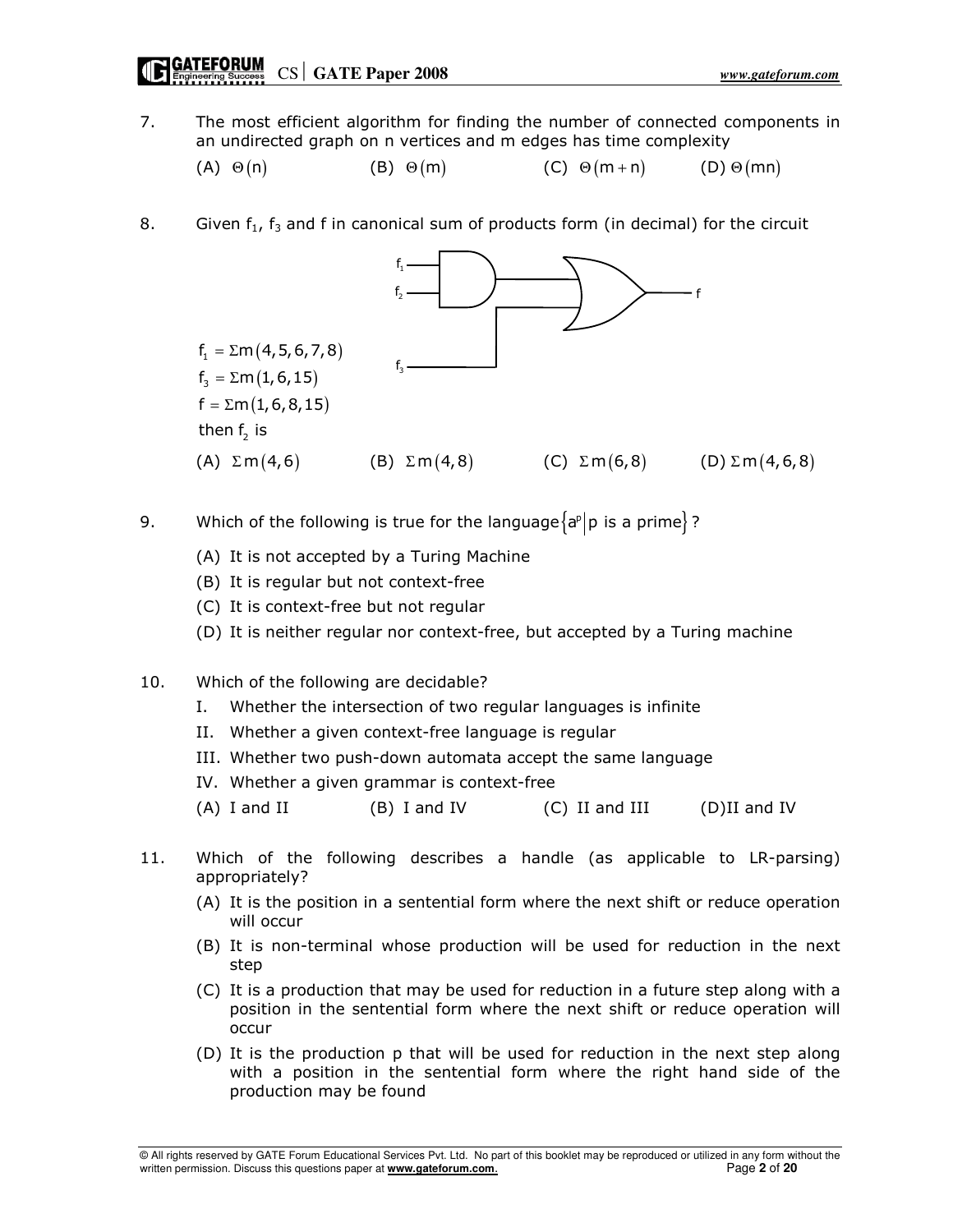7. The most efficient algorithm for finding the number of connected components in an undirected graph on n vertices and m edges has time complexity

   (A) $\Theta(n)$ (B) $\Theta(m)$ (C) $\Theta(m+n)$ (D) $\Theta(mn)$

8. Given $f_1$, $f_3$ and f in canonical sum of products form (in decimal) for the circuit

   $f_1 = \Sigma m(4,5,6,7,8)$
   $f_3 = \Sigma m(1,6,15)$
   $f = \Sigma m(1,6,8,15)$
   then $f_2$ is

   (A) $\Sigma m(4,6)$ (B) $\Sigma m(4,8)$ (C) $\Sigma m(6,8)$ (D) $\Sigma m(4,6,8)$

9. Which of the following is true for the language $\{a^p \mid p \text{ is a prime}\}$?

   (A) It is not accepted by a Turing Machine
   (B) It is regular but not context-free
   (C) It is context-free but not regular
   (D) It is neither regular nor context-free, but accepted by a Turing machine

10. Which of the following are decidable?

    I. Whether the intersection of two regular languages is infinite
    II. Whether a given context-free language is regular
    III. Whether two push-down automata accept the same language
    IV. Whether a given grammar is context-free

    (A) I and II (B) I and IV (C) II and III (D) II and IV

11. Which of the following describes a handle (as applicable to LR-parsing) appropriately?

    (A) It is the position in a sentential form where the next shift or reduce operation will occur
    (B) It is non-terminal whose production will be used for reduction in the next step
    (C) It is a production that may be used for reduction in a future step along with a position in the sentential form where the next shift or reduce operation will occur
    (D) It is the production p that will be used for reduction in the next step along with a position in the sentential form where the right hand side of the production may be found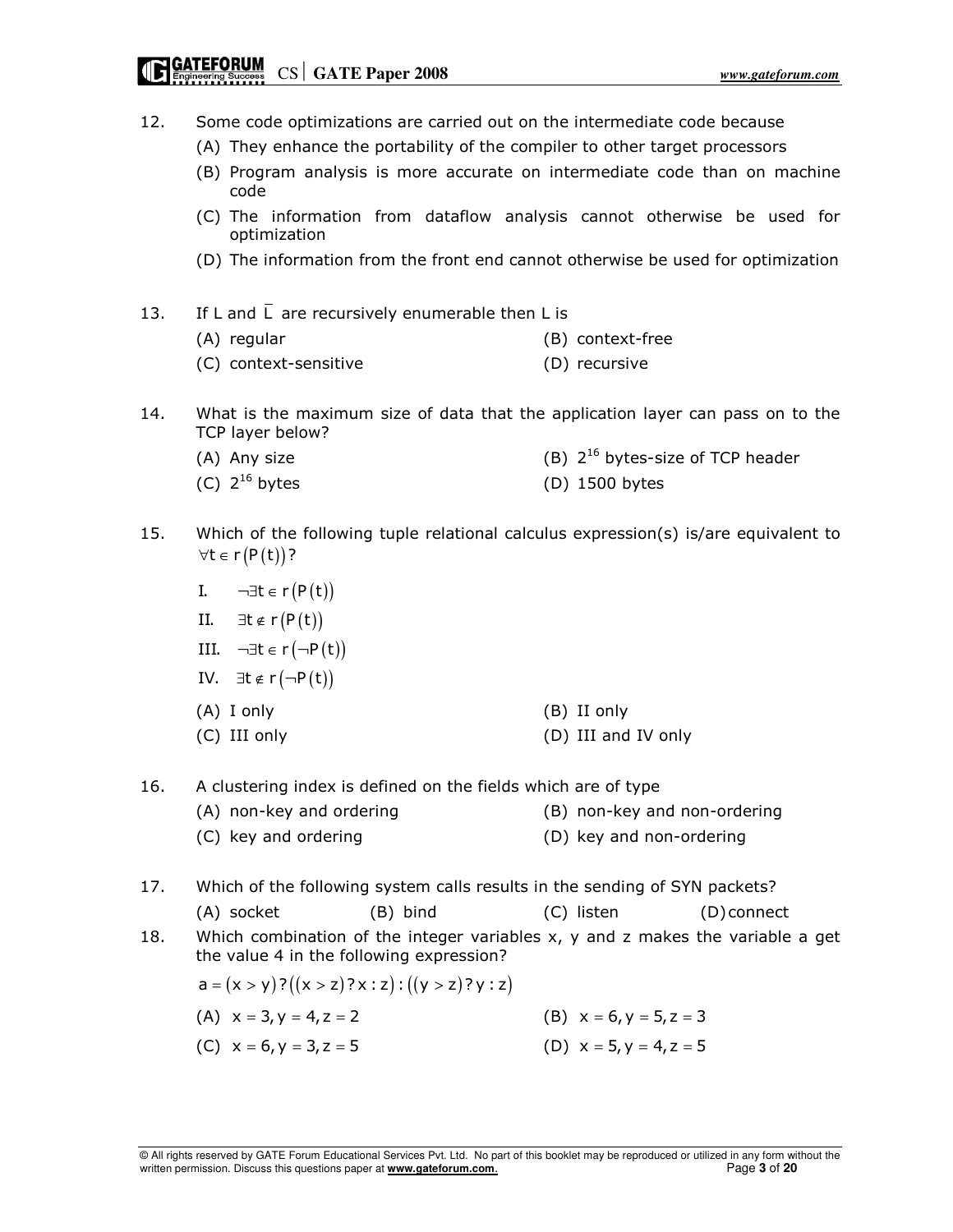12. Some code optimizations are carried out on the intermediate code because

    (A) They enhance the portability of the compiler to other target processors

    (B) Program analysis is more accurate on intermediate code than on machine code

    (C) The information from dataflow analysis cannot otherwise be used for optimization

    (D) The information from the front end cannot otherwise be used for optimization

13. If L and $\bar{L}$ are recursively enumerable then L is

    (A) regular  (B) context-free

    (C) context-sensitive  (D) recursive

14. What is the maximum size of data that the application layer can pass on to the TCP layer below?

    (A) Any size  (B) $2^{16}$ bytes-size of TCP header

    (C) $2^{16}$ bytes  (D) 1500 bytes

15. Which of the following tuple relational calculus expression(s) is/are equivalent to $\forall t \in r\left(P\left(t\right)\right)$?

    I. $\neg\exists t \in r\left(P\left(t\right)\right)$

    II. $\exists t \notin r\left(P\left(t\right)\right)$

    III. $\neg\exists t \in r\left(\neg P\left(t\right)\right)$

    IV. $\exists t \notin r\left(\neg P\left(t\right)\right)$

    (A) I only  (B) II only

    (C) III only  (D) III and IV only

16. A clustering index is defined on the fields which are of type

    (A) non-key and ordering  (B) non-key and non-ordering

    (C) key and ordering  (D) key and non-ordering

17. Which of the following system calls results in the sending of SYN packets?

    (A) socket  (B) bind  (C) listen  (D) connect

18. Which combination of the integer variables x, y and z makes the variable a get the value 4 in the following expression?

    $a = (x > y) ? ((x > z) ? x : z) : ((y > z) ? y : z)$

    (A) $x = 3, y = 4, z = 2$  (B) $x = 6, y = 5, z = 3$

    (C) $x = 6, y = 3, z = 5$  (D) $x = 5, y = 4, z = 5$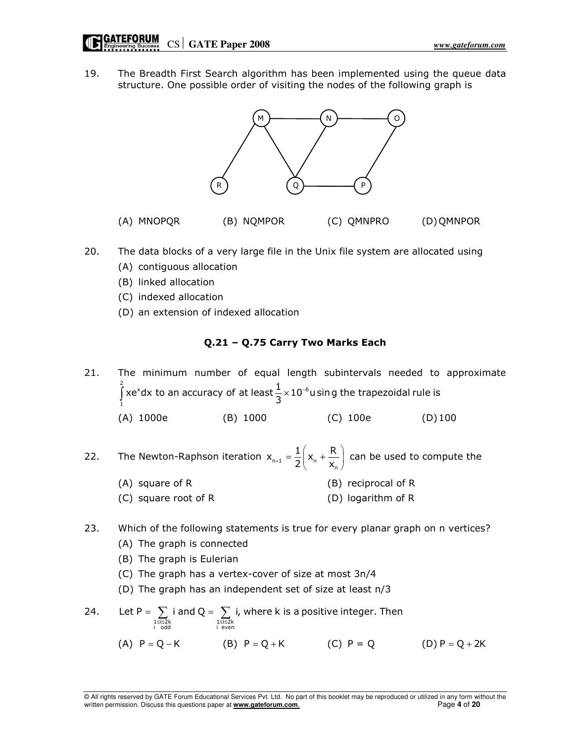19. The Breadth First Search algorithm has been implemented using the queue data structure. One possible order of visiting the nodes of the following graph is

(A) MNOPQR (B) NQMPOR (C) QMNPRO (D) QMNPOR

20. The data blocks of a very large file in the Unix file system are allocated using
    (A) contiguous allocation
    (B) linked allocation
    (C) indexed allocation
    (D) an extension of indexed allocation

### Q.21 – Q.75 Carry Two Marks Each

21. The minimum number of equal length subintervals needed to approximate $\int_1^2 xe^x dx$ to an accuracy of at least $\frac{1}{3} \times 10^{-6}$ using the trapezoidal rule is

(A) 1000e (B) 1000 (C) 100e (D) 100

22. The Newton-Raphson iteration $x_{n+1} = \frac{1}{2}\left(x_n + \frac{R}{x_n}\right)$ can be used to compute the

(A) square of R (B) reciprocal of R
(C) square root of R (D) logarithm of R

23. Which of the following statements is true for every planar graph on n vertices?
    (A) The graph is connected
    (B) The graph is Eulerian
    (C) The graph has a vertex-cover of size at most 3n/4
    (D) The graph has an independent set of size at least n/3

24. Let $P = \sum_{\substack{1 \le i \le 2k \\ i \text{ odd}}} i$ and $Q = \sum_{\substack{1 \le i \le 2k \\ i \text{ even}}} i$, where k is a positive integer. Then

(A) $P = Q - K$ (B) $P = Q + K$ (C) $P = Q$ (D) $P = Q + 2K$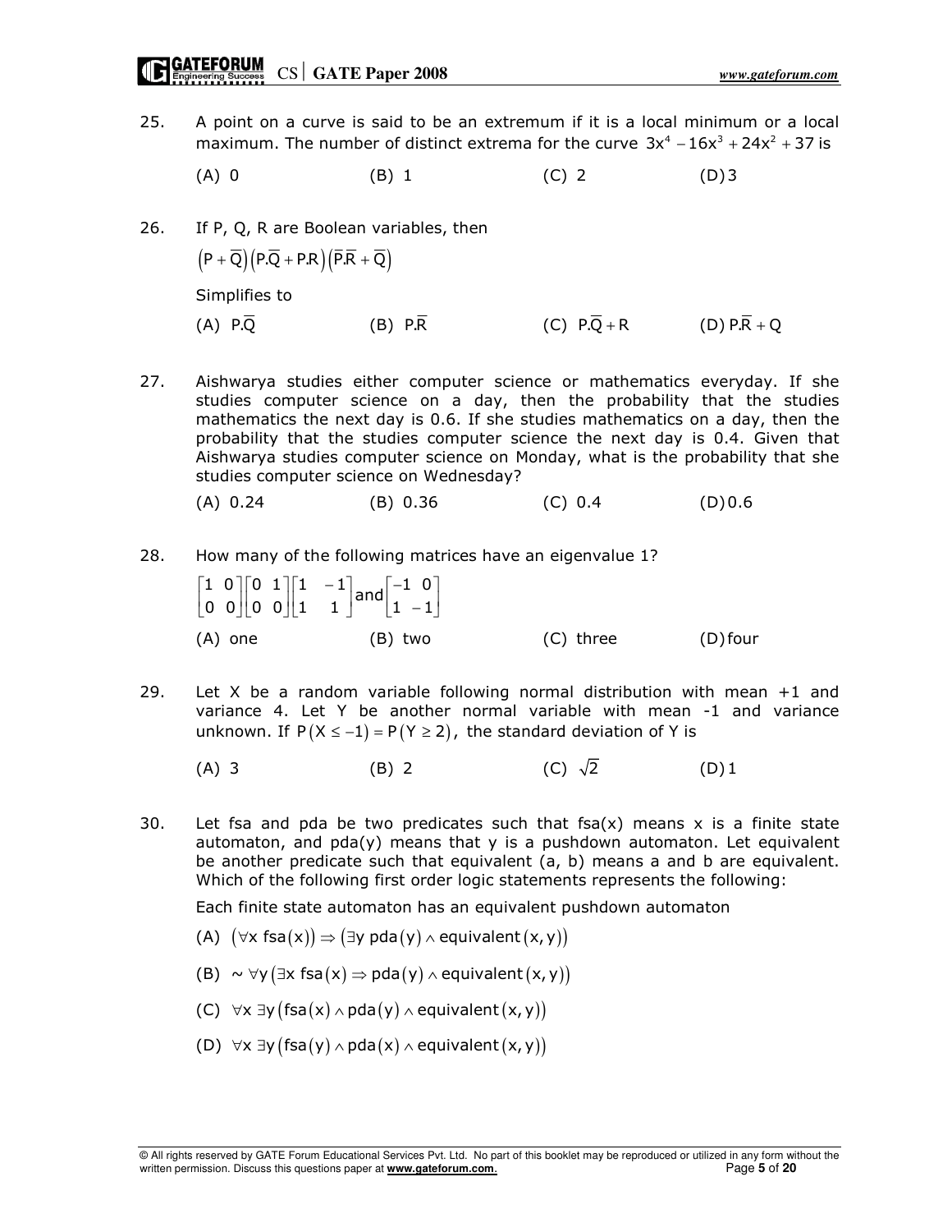25. A point on a curve is said to be an extremum if it is a local minimum or a local maximum. The number of distinct extrema for the curve $3x^4 - 16x^3 + 24x^2 + 37$ is

    (A) 0 (B) 1 (C) 2 (D) 3

26. If P, Q, R are Boolean variables, then

    $\left(P + \overline{Q}\right)\left(P.\overline{Q} + P.R\right)\left(\overline{P}.\overline{R} + \overline{Q}\right)$

    Simplifies to

    (A) $P.\overline{Q}$ (B) $P.\overline{R}$ (C) $P.\overline{Q} + R$ (D) $P.\overline{R} + Q$

27. Aishwarya studies either computer science or mathematics everyday. If she studies computer science on a day, then the probability that the studies mathematics the next day is 0.6. If she studies mathematics on a day, then the probability that the studies computer science the next day is 0.4. Given that Aishwarya studies computer science on Monday, what is the probability that she studies computer science on Wednesday?

    (A) 0.24 (B) 0.36 (C) 0.4 (D) 0.6

28. How many of the following matrices have an eigenvalue 1?

    $\begin{bmatrix} 1 & 0 \\ 0 & 0 \end{bmatrix} \begin{bmatrix} 0 & 1 \\ 0 & 0 \end{bmatrix} \begin{bmatrix} 1 & -1 \\ 1 & 1 \end{bmatrix} \text{and} \begin{bmatrix} -1 & 0 \\ 1 & -1 \end{bmatrix}$

    (A) one (B) two (C) three (D) four

29. Let X be a random variable following normal distribution with mean +1 and variance 4. Let Y be another normal variable with mean -1 and variance unknown. If $P(X \le -1) = P(Y \ge 2)$, the standard deviation of Y is

    (A) 3 (B) 2 (C) $\sqrt{2}$ (D) 1

30. Let fsa and pda be two predicates such that fsa(x) means x is a finite state automaton, and pda(y) means that y is a pushdown automaton. Let equivalent be another predicate such that equivalent (a, b) means a and b are equivalent. Which of the following first order logic statements represents the following:

    Each finite state automaton has an equivalent pushdown automaton

    (A) $\left(\forall x \; \text{fsa}(x)\right) \Rightarrow \left(\exists y \; \text{pda}(y) \wedge \text{equivalent}(x, y)\right)$

    (B) $\sim \forall y \left(\exists x \; \text{fsa}(x) \Rightarrow \text{pda}(y) \wedge \text{equivalent}(x, y)\right)$

    (C) $\forall x \; \exists y \left(\text{fsa}(x) \wedge \text{pda}(y) \wedge \text{equivalent}(x, y)\right)$

    (D) $\forall x \; \exists y \left(\text{fsa}(y) \wedge \text{pda}(x) \wedge \text{equivalent}(x, y)\right)$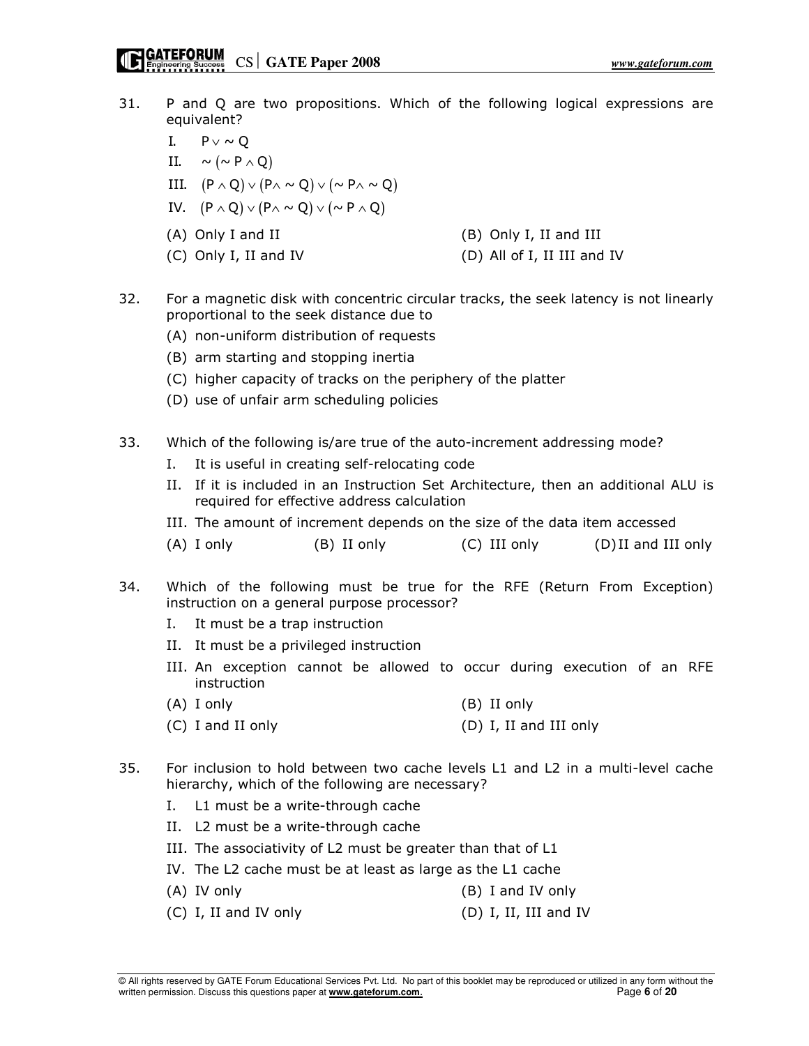31. P and Q are two propositions. Which of the following logical expressions are equivalent?

    I. $P \vee \sim Q$

    II. $\sim (\sim P \wedge Q)$

    III. $(P \wedge Q) \vee (P \wedge \sim Q) \vee (\sim P \wedge \sim Q)$

    IV. $(P \wedge Q) \vee (P \wedge \sim Q) \vee (\sim P \wedge Q)$

    (A) Only I and II
    (B) Only I, II and III
    (C) Only I, II and IV
    (D) All of I, II III and IV

32. For a magnetic disk with concentric circular tracks, the seek latency is not linearly proportional to the seek distance due to

    (A) non-uniform distribution of requests
    (B) arm starting and stopping inertia
    (C) higher capacity of tracks on the periphery of the platter
    (D) use of unfair arm scheduling policies

33. Which of the following is/are true of the auto-increment addressing mode?

    I. It is useful in creating self-relocating code

    II. If it is included in an Instruction Set Architecture, then an additional ALU is required for effective address calculation

    III. The amount of increment depends on the size of the data item accessed

    (A) I only
    (B) II only
    (C) III only
    (D) II and III only

34. Which of the following must be true for the RFE (Return From Exception) instruction on a general purpose processor?

    I. It must be a trap instruction

    II. It must be a privileged instruction

    III. An exception cannot be allowed to occur during execution of an RFE instruction

    (A) I only
    (B) II only
    (C) I and II only
    (D) I, II and III only

35. For inclusion to hold between two cache levels L1 and L2 in a multi-level cache hierarchy, which of the following are necessary?

    I. L1 must be a write-through cache

    II. L2 must be a write-through cache

    III. The associativity of L2 must be greater than that of L1

    IV. The L2 cache must be at least as large as the L1 cache

    (A) IV only
    (B) I and IV only
    (C) I, II and IV only
    (D) I, II, III and IV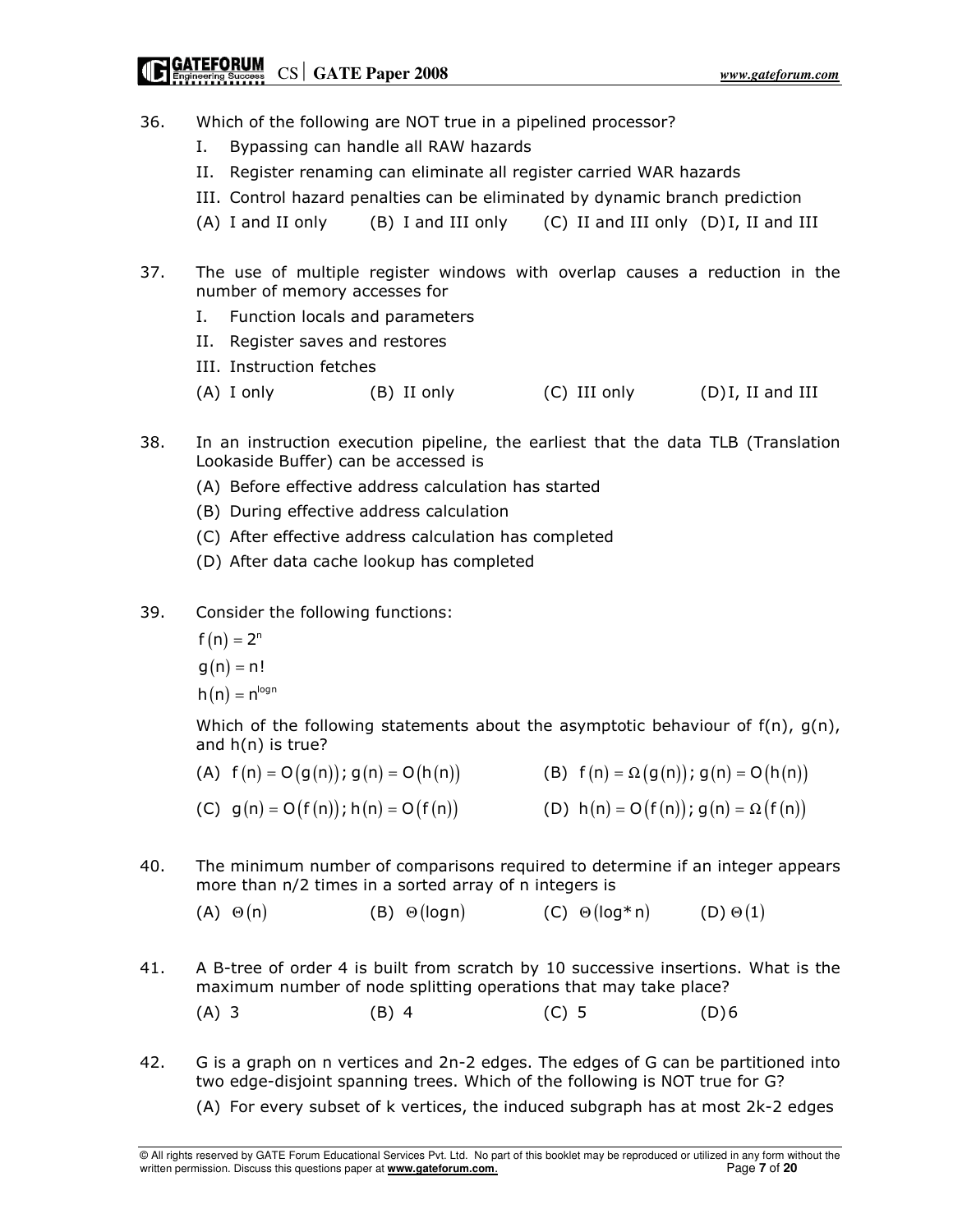36. Which of the following are NOT true in a pipelined processor?

   I. Bypassing can handle all RAW hazards

   II. Register renaming can eliminate all register carried WAR hazards

   III. Control hazard penalties can be eliminated by dynamic branch prediction

   (A) I and II only (B) I and III only (C) II and III only (D) I, II and III

37. The use of multiple register windows with overlap causes a reduction in the number of memory accesses for

   I. Function locals and parameters

   II. Register saves and restores

   III. Instruction fetches

   (A) I only (B) II only (C) III only (D) I, II and III

38. In an instruction execution pipeline, the earliest that the data TLB (Translation Lookaside Buffer) can be accessed is

   (A) Before effective address calculation has started

   (B) During effective address calculation

   (C) After effective address calculation has completed

   (D) After data cache lookup has completed

39. Consider the following functions:

   $f(n) = 2^n$

   $g(n) = n!$

   $h(n) = n^{\log n}$

   Which of the following statements about the asymptotic behaviour of f(n), g(n), and h(n) is true?

   (A) $f(n) = O(g(n)); g(n) = O(h(n))$ (B) $f(n) = \Omega(g(n)); g(n) = O(h(n))$

   (C) $g(n) = O(f(n)); h(n) = O(f(n))$ (D) $h(n) = O(f(n)); g(n) = \Omega(f(n))$

40. The minimum number of comparisons required to determine if an integer appears more than n/2 times in a sorted array of n integers is

   (A) $\Theta(n)$ (B) $\Theta(\log n)$ (C) $\Theta(\log^* n)$ (D) $\Theta(1)$

41. A B-tree of order 4 is built from scratch by 10 successive insertions. What is the maximum number of node splitting operations that may take place?

   (A) 3 (B) 4 (C) 5 (D) 6

42. G is a graph on n vertices and 2n-2 edges. The edges of G can be partitioned into two edge-disjoint spanning trees. Which of the following is NOT true for G?

   (A) For every subset of k vertices, the induced subgraph has at most 2k-2 edges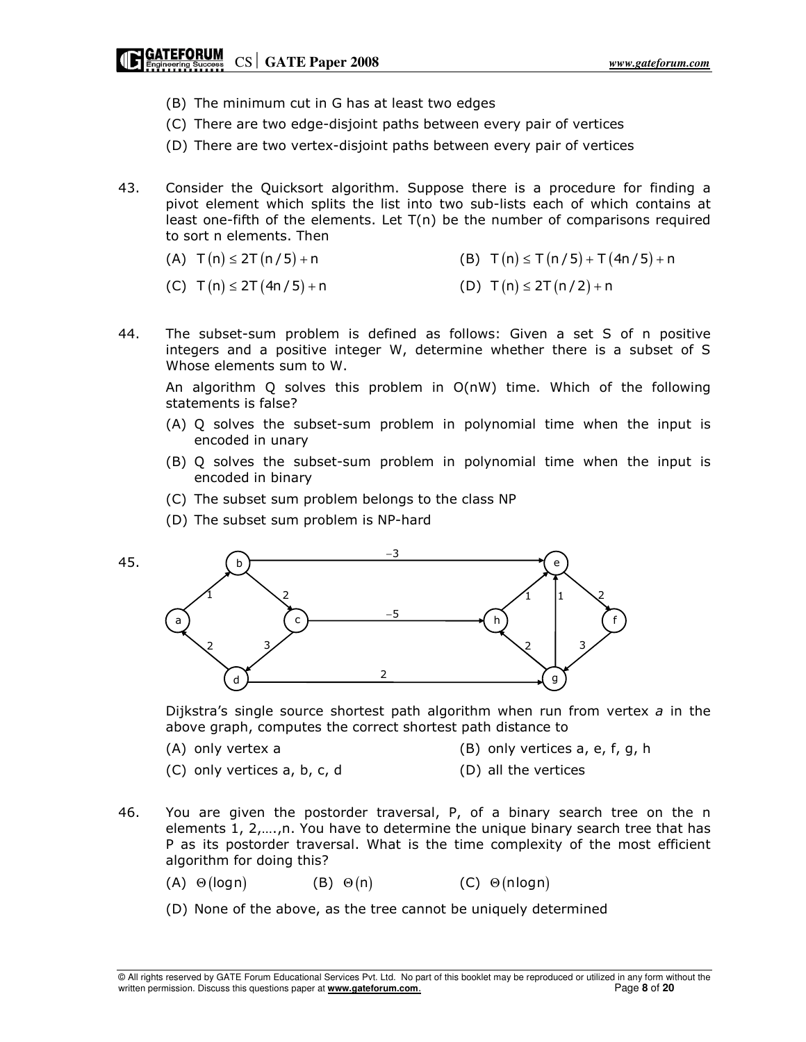(B) The minimum cut in G has at least two edges

(C) There are two edge-disjoint paths between every pair of vertices

(D) There are two vertex-disjoint paths between every pair of vertices

43. Consider the Quicksort algorithm. Suppose there is a procedure for finding a pivot element which splits the list into two sub-lists each of which contains at least one-fifth of the elements. Let T(n) be the number of comparisons required to sort n elements. Then

(A) $T(n) \le 2T(n/5) + n$  (B) $T(n) \le T(n/5) + T(4n/5) + n$

(C) $T(n) \le 2T(4n/5) + n$  (D) $T(n) \le 2T(n/2) + n$

44. The subset-sum problem is defined as follows: Given a set S of n positive integers and a positive integer W, determine whether there is a subset of S Whose elements sum to W.

An algorithm Q solves this problem in O(nW) time. Which of the following statements is false?

(A) Q solves the subset-sum problem in polynomial time when the input is encoded in unary

(B) Q solves the subset-sum problem in polynomial time when the input is encoded in binary

(C) The subset sum problem belongs to the class NP

(D) The subset sum problem is NP-hard

45.

Dijkstra's single source shortest path algorithm when run from vertex *a* in the above graph, computes the correct shortest path distance to

(A) only vertex a  (B) only vertices a, e, f, g, h

(C) only vertices a, b, c, d  (D) all the vertices

46. You are given the postorder traversal, P, of a binary search tree on the n elements 1, 2,….,n. You have to determine the unique binary search tree that has P as its postorder traversal. What is the time complexity of the most efficient algorithm for doing this?

(A) $\Theta(\log n)$  (B) $\Theta(n)$  (C) $\Theta(n\log n)$

(D) None of the above, as the tree cannot be uniquely determined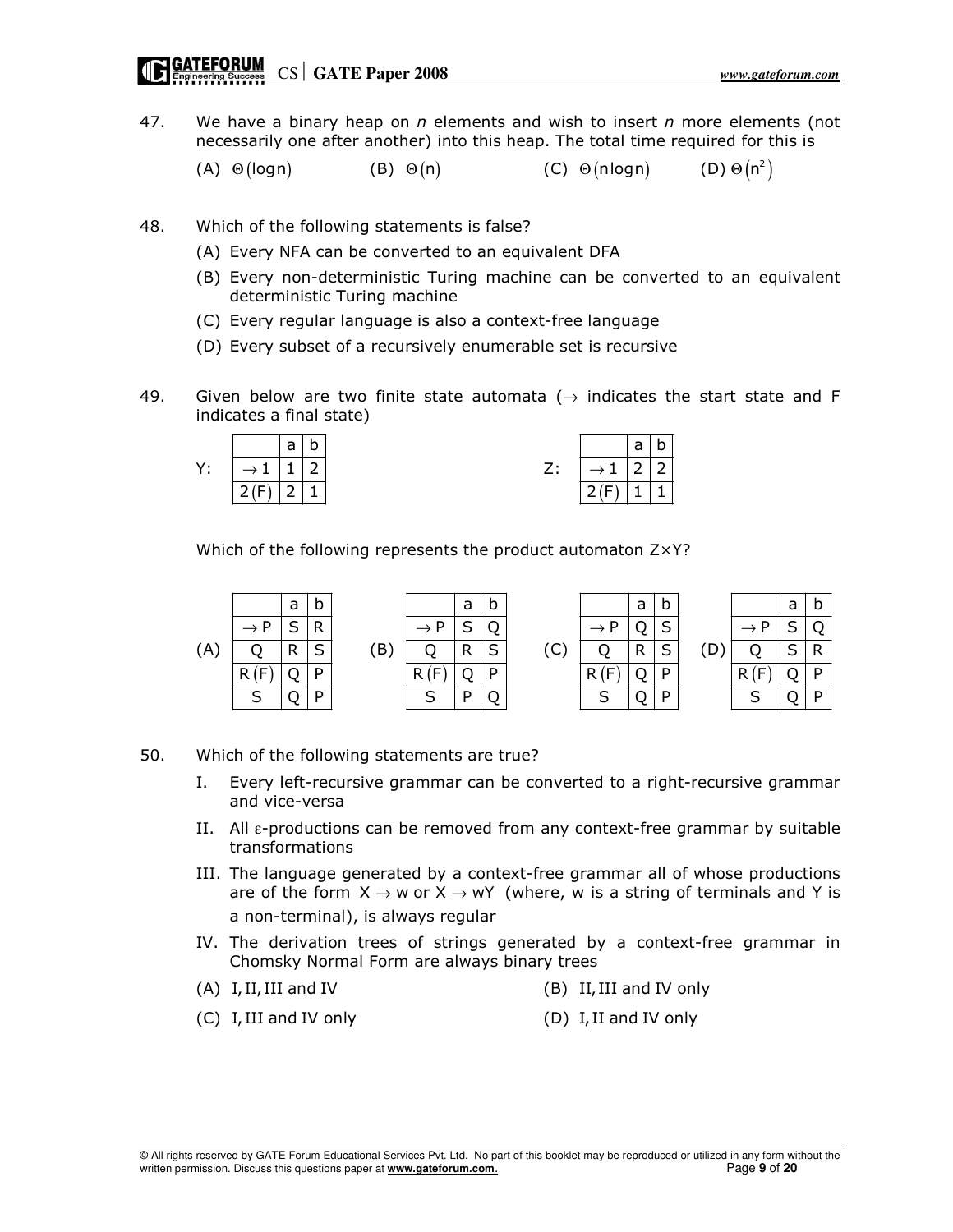47. We have a binary heap on *n* elements and wish to insert *n* more elements (not necessarily one after another) into this heap. The total time required for this is

    (A) $\Theta(\log n)$ (B) $\Theta(n)$ (C) $\Theta(n\log n)$ (D) $\Theta(n^2)$

48. Which of the following statements is false?

    (A) Every NFA can be converted to an equivalent DFA

    (B) Every non-deterministic Turing machine can be converted to an equivalent deterministic Turing machine

    (C) Every regular language is also a context-free language

    (D) Every subset of a recursively enumerable set is recursive

49. Given below are two finite state automata ($\rightarrow$ indicates the start state and F indicates a final state)

Y:

| | a | b |
|---|---|---|
| $\rightarrow 1$ | 1 | 2 |
| 2(F) | 2 | 1 |

Z:

| | a | b |
|---|---|---|
| $\rightarrow 1$ | 2 | 2 |
| 2(F) | 1 | 1 |

Which of the following represents the product automaton Z×Y?

(A)

| | a | b |
|---|---|---|
| $\rightarrow$ P | S | R |
| Q | R | S |
| R(F) | Q | P |
| S | Q | P |

(B)

| | a | b |
|---|---|---|
| $\rightarrow$ P | S | Q |
| Q | R | S |
| R(F) | Q | P |
| S | P | Q |

(C)

| | a | b |
|---|---|---|
| $\rightarrow$ P | Q | S |
| Q | R | S |
| R(F) | Q | P |
| S | Q | P |

(D)

| | a | b |
|---|---|---|
| $\rightarrow$ P | S | Q |
| Q | S | R |
| R(F) | Q | P |
| S | Q | P |

50. Which of the following statements are true?

    I. Every left-recursive grammar can be converted to a right-recursive grammar and vice-versa

    II. All $\varepsilon$-productions can be removed from any context-free grammar by suitable transformations

    III. The language generated by a context-free grammar all of whose productions are of the form $X \rightarrow w$ or $X \rightarrow wY$ (where, w is a string of terminals and Y is a non-terminal), is always regular

    IV. The derivation trees of strings generated by a context-free grammar in Chomsky Normal Form are always binary trees

    (A) I, II, III and IV (B) II, III and IV only

    (C) I, III and IV only (D) I, II and IV only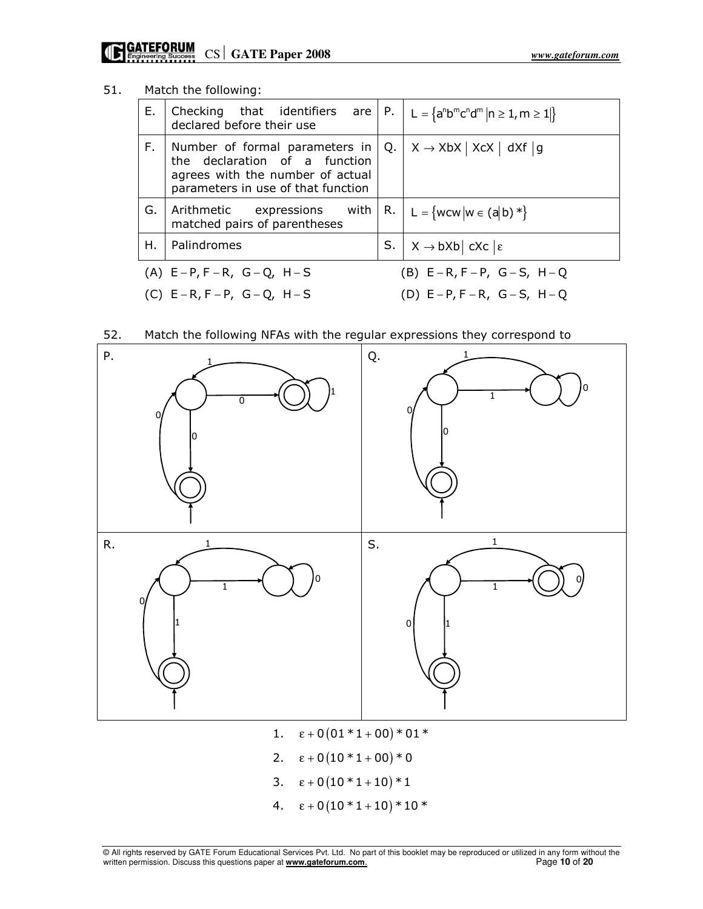51. Match the following:

| | | | |
|---|---|---|---|
| E. | Checking that identifiers are declared before their use | P. | $L = \{a^n b^m c^n d^m \mid n \geq 1, m \geq 1\}$ |
| F. | Number of formal parameters in the declaration of a function agrees with the number of actual parameters in use of that function | Q. | $X \rightarrow XbX \mid XcX \mid dXf \mid g$ |
| G. | Arithmetic expressions with matched pairs of parentheses | R. | $L = \{wcw \mid w \in (a \mid b)^*\}$ |
| H. | Palindromes | S. | $X \rightarrow bXb \mid cXc \mid \varepsilon$ |

(A) E – P, F – R, G – Q, H – S (B) E – R, F – P, G – S, H – Q

(C) E – R, F – P, G – Q, H – S (D) E – P, F – R, G – S, H – Q

52. Match the following NFAs with the regular expressions they correspond to

P. Q. R. S.

1. $\varepsilon + 0(01^*1 + 00)^*01^*$
2. $\varepsilon + 0(10^*1 + 00)^*0$
3. $\varepsilon + 0(10^*1 + 10)^*1$
4. $\varepsilon + 0(10^*1 + 10)^*10^*$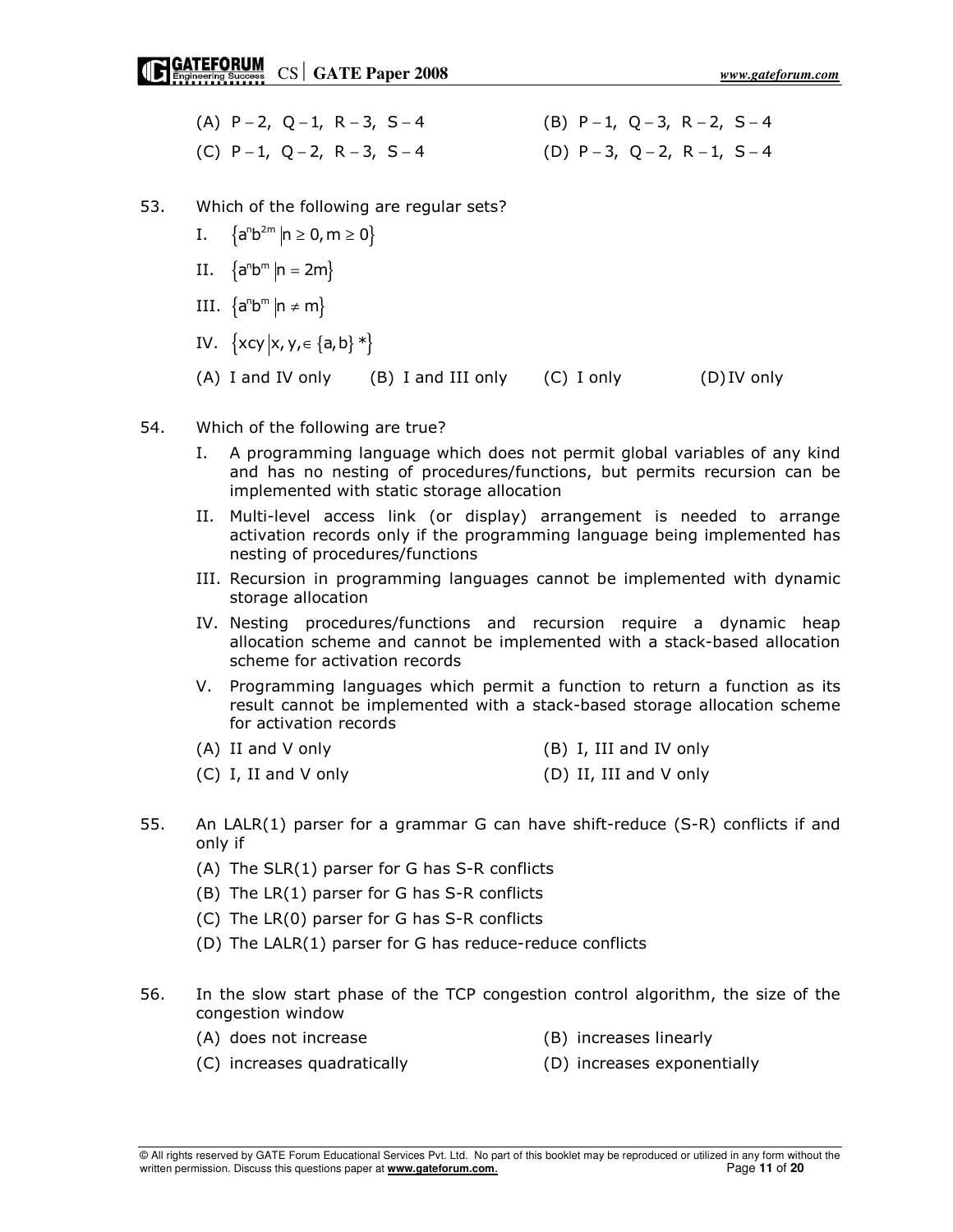(A) $P-2,\ Q-1,\ R-3,\ S-4$ (B) $P-1,\ Q-3,\ R-2,\ S-4$

(C) $P-1,\ Q-2,\ R-3,\ S-4$ (D) $P-3,\ Q-2,\ R-1,\ S-4$

53. Which of the following are regular sets?

I. $\{a^n b^{2m} \mid n \geq 0, m \geq 0\}$

II. $\{a^n b^m \mid n = 2m\}$

III. $\{a^n b^m \mid n \neq m\}$

IV. $\{xcy \mid x, y, \in \{a, b\}^*\}$

(A) I and IV only (B) I and III only (C) I only (D) IV only

54. Which of the following are true?

I. A programming language which does not permit global variables of any kind and has no nesting of procedures/functions, but permits recursion can be implemented with static storage allocation

II. Multi-level access link (or display) arrangement is needed to arrange activation records only if the programming language being implemented has nesting of procedures/functions

III. Recursion in programming languages cannot be implemented with dynamic storage allocation

IV. Nesting procedures/functions and recursion require a dynamic heap allocation scheme and cannot be implemented with a stack-based allocation scheme for activation records

V. Programming languages which permit a function to return a function as its result cannot be implemented with a stack-based storage allocation scheme for activation records

(A) II and V only (B) I, III and IV only

(C) I, II and V only (D) II, III and V only

55. An LALR(1) parser for a grammar G can have shift-reduce (S-R) conflicts if and only if

(A) The SLR(1) parser for G has S-R conflicts

(B) The LR(1) parser for G has S-R conflicts

(C) The LR(0) parser for G has S-R conflicts

(D) The LALR(1) parser for G has reduce-reduce conflicts

56. In the slow start phase of the TCP congestion control algorithm, the size of the congestion window

(A) does not increase (B) increases linearly

(C) increases quadratically (D) increases exponentially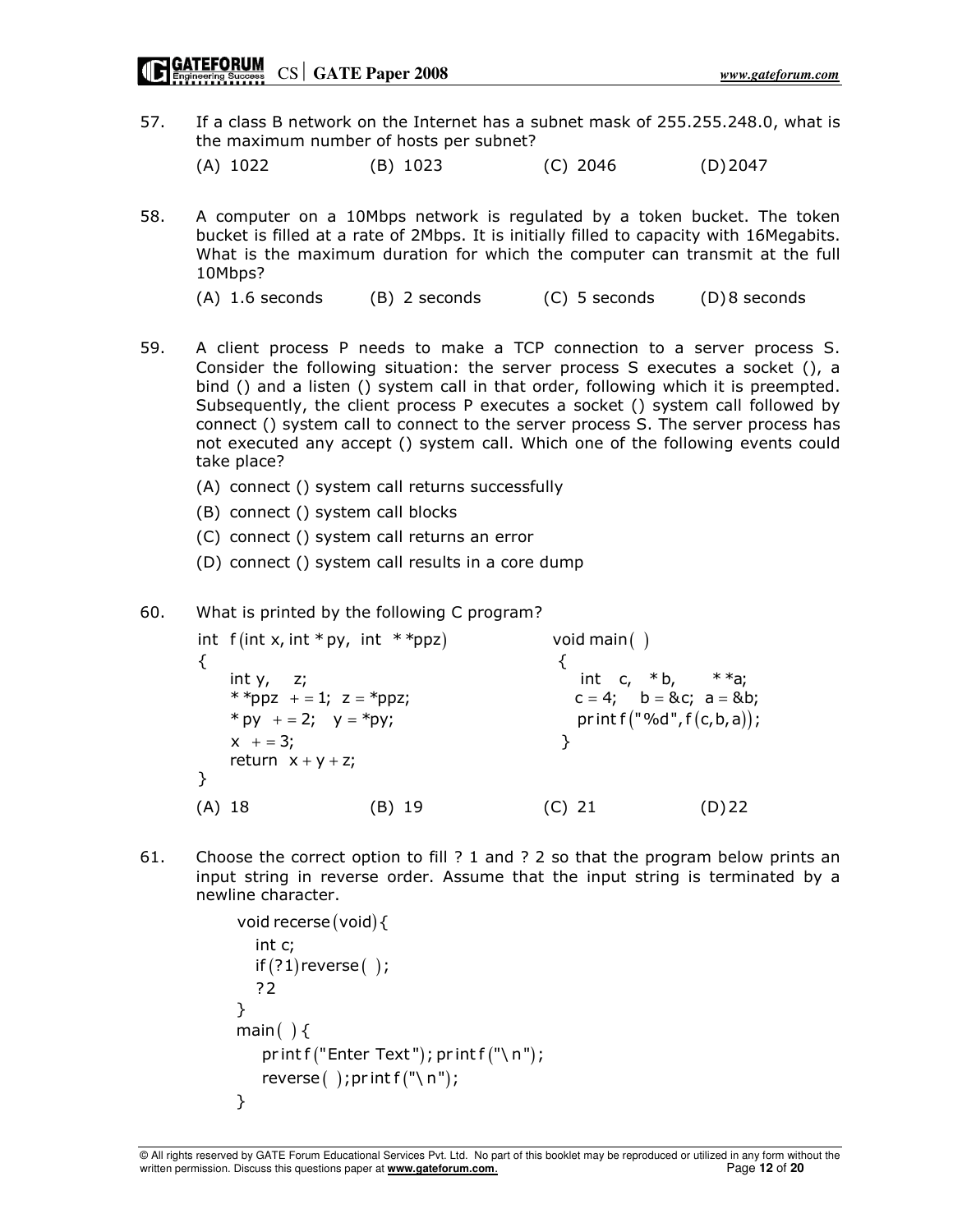57. If a class B network on the Internet has a subnet mask of 255.255.248.0, what is the maximum number of hosts per subnet?

(A) 1022 (B) 1023 (C) 2046 (D) 2047

58. A computer on a 10Mbps network is regulated by a token bucket. The token bucket is filled at a rate of 2Mbps. It is initially filled to capacity with 16Megabits. What is the maximum duration for which the computer can transmit at the full 10Mbps?

(A) 1.6 seconds (B) 2 seconds (C) 5 seconds (D) 8 seconds

59. A client process P needs to make a TCP connection to a server process S. Consider the following situation: the server process S executes a socket (), a bind () and a listen () system call in that order, following which it is preempted. Subsequently, the client process P executes a socket () system call followed by connect () system call to connect to the server process S. The server process has not executed any accept () system call. Which one of the following events could take place?

(A) connect () system call returns successfully

(B) connect () system call blocks

(C) connect () system call returns an error

(D) connect () system call results in a core dump

60. What is printed by the following C program?

```
int f(int x, int *py, int **ppz)
{
    int y, z;
    **ppz += 1; z = *ppz;
    *py += 2; y = *py;
    x += 3;
    return x + y + z;
}

void main( )
{
    int c, *b, **a;
    c = 4; b = &c; a = &b;
    printf("%d", f(c,b,a));
}
```

(A) 18 (B) 19 (C) 21 (D) 22

61. Choose the correct option to fill ? 1 and ? 2 so that the program below prints an input string in reverse order. Assume that the input string is terminated by a newline character.

```
void recerse(void){
    int c;
    if(?1)reverse( );
    ?2
}
main( ){
    printf("Enter Text"); printf("\n");
    reverse( ); printf("\n");
}
```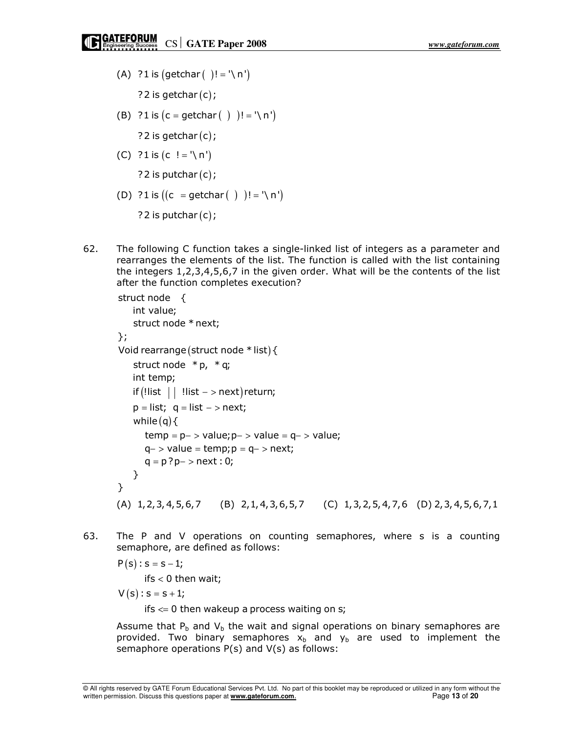(A) ?1 is (getchar ( ) != '\n')

?2 is getchar (c);

(B) ?1 is (c = getchar ( ) ) != '\n')

?2 is getchar (c);

(C) ?1 is (c != '\n')

?2 is putchar (c);

(D) ?1 is ((c = getchar ( ) ) != '\n')

?2 is putchar (c);

62. The following C function takes a single-linked list of integers as a parameter and rearranges the elements of the list. The function is called with the list containing the integers 1,2,3,4,5,6,7 in the given order. What will be the contents of the list after the function completes execution?

```
struct node {
    int value;
    struct node * next;
};
Void rearrange (struct node * list) {
    struct node *p, *q;
    int temp;
    if (!list || !list -> next) return;
    p = list; q = list -> next;
    while (q) {
        temp = p-> value; p-> value = q-> value;
        q-> value = temp; p = q-> next;
        q = p ? p-> next : 0;
    }
}
```

(A) 1,2,3,4,5,6,7  (B) 2,1,4,3,6,5,7  (C) 1,3,2,5,4,7,6  (D) 2,3,4,5,6,7,1

63. The P and V operations on counting semaphores, where s is a counting semaphore, are defined as follows:

$P(s): s = s - 1;$

if $s < 0$ then wait;

$V(s): s = s + 1;$

if $s <= 0$ then wakeup a process waiting on s;

Assume that $P_b$ and $V_b$ the wait and signal operations on binary semaphores are provided. Two binary semaphores $x_b$ and $y_b$ are used to implement the semaphore operations P(s) and V(s) as follows: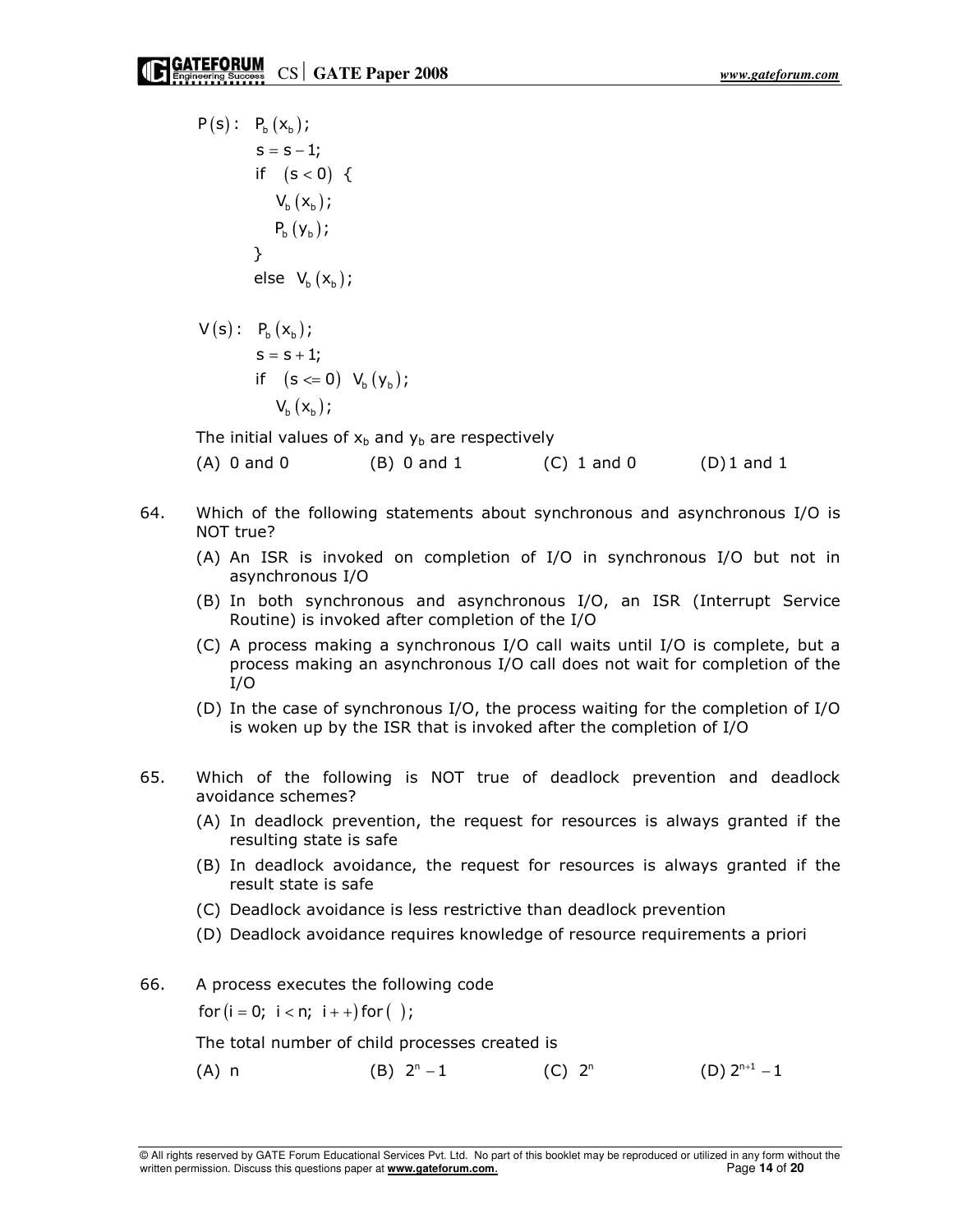```
P(s) :  Pb(xb);
        s = s − 1;
        if  (s < 0)  {
            Vb(xb);
            Pb(yb);
        }
        else  Vb(xb);

V(s) :  Pb(xb);
        s = s + 1;
        if  (s <= 0)  Vb(yb);
            Vb(xb);
```

The initial values of $x_b$ and $y_b$ are respectively

(A) 0 and 0 (B) 0 and 1 (C) 1 and 0 (D) 1 and 1

64. Which of the following statements about synchronous and asynchronous I/O is NOT true?

   (A) An ISR is invoked on completion of I/O in synchronous I/O but not in asynchronous I/O
   
   (B) In both synchronous and asynchronous I/O, an ISR (Interrupt Service Routine) is invoked after completion of the I/O
   
   (C) A process making a synchronous I/O call waits until I/O is complete, but a process making an asynchronous I/O call does not wait for completion of the I/O
   
   (D) In the case of synchronous I/O, the process waiting for the completion of I/O is woken up by the ISR that is invoked after the completion of I/O

65. Which of the following is NOT true of deadlock prevention and deadlock avoidance schemes?

   (A) In deadlock prevention, the request for resources is always granted if the resulting state is safe
   
   (B) In deadlock avoidance, the request for resources is always granted if the result state is safe
   
   (C) Deadlock avoidance is less restrictive than deadlock prevention
   
   (D) Deadlock avoidance requires knowledge of resource requirements a priori

66. A process executes the following code

   $\text{for}\,(i = 0;\; i < n;\; i++)\,\text{for}\,(\;);$

   The total number of child processes created is

   (A) $n$ (B) $2^n - 1$ (C) $2^n$ (D) $2^{n+1} - 1$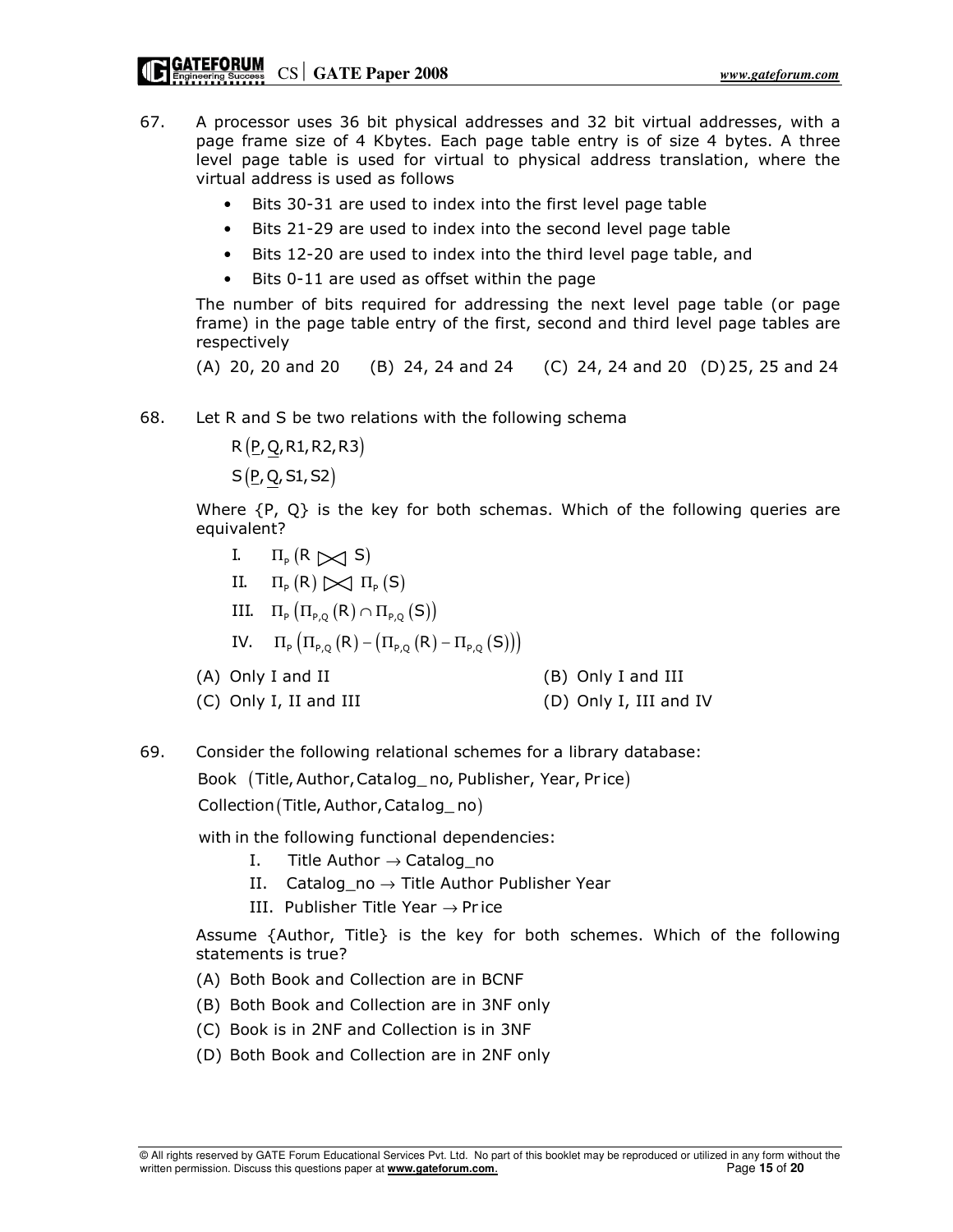67. A processor uses 36 bit physical addresses and 32 bit virtual addresses, with a page frame size of 4 Kbytes. Each page table entry is of size 4 bytes. A three level page table is used for virtual to physical address translation, where the virtual address is used as follows

- Bits 30-31 are used to index into the first level page table
- Bits 21-29 are used to index into the second level page table
- Bits 12-20 are used to index into the third level page table, and
- Bits 0-11 are used as offset within the page

The number of bits required for addressing the next level page table (or page frame) in the page table entry of the first, second and third level page tables are respectively

(A) 20, 20 and 20 (B) 24, 24 and 24 (C) 24, 24 and 20 (D) 25, 25 and 24

68. Let R and S be two relations with the following schema

$R(\underline{P}, \underline{Q}, R1, R2, R3)$

$S(\underline{P}, \underline{Q}, S1, S2)$

Where {P, Q} is the key for both schemas. Which of the following queries are equivalent?

I. $\Pi_P (R \bowtie S)$

II. $\Pi_P (R) \bowtie \Pi_P (S)$

III. $\Pi_P (\Pi_{P,Q}(R) \cap \Pi_{P,Q}(S))$

IV. $\Pi_P (\Pi_{P,Q}(R) - (\Pi_{P,Q}(R) - \Pi_{P,Q}(S)))$

(A) Only I and II (B) Only I and III

(C) Only I, II and III (D) Only I, III and IV

69. Consider the following relational schemes for a library database:

Book (Title, Author, Catalog_no, Publisher, Year, Price)

Collection(Title, Author, Catalog_no)

with in the following functional dependencies:

I. Title Author $\rightarrow$ Catalog_no

II. Catalog_no $\rightarrow$ Title Author Publisher Year

III. Publisher Title Year $\rightarrow$ Price

Assume {Author, Title} is the key for both schemes. Which of the following statements is true?

(A) Both Book and Collection are in BCNF

(B) Both Book and Collection are in 3NF only

(C) Book is in 2NF and Collection is in 3NF

(D) Both Book and Collection are in 2NF only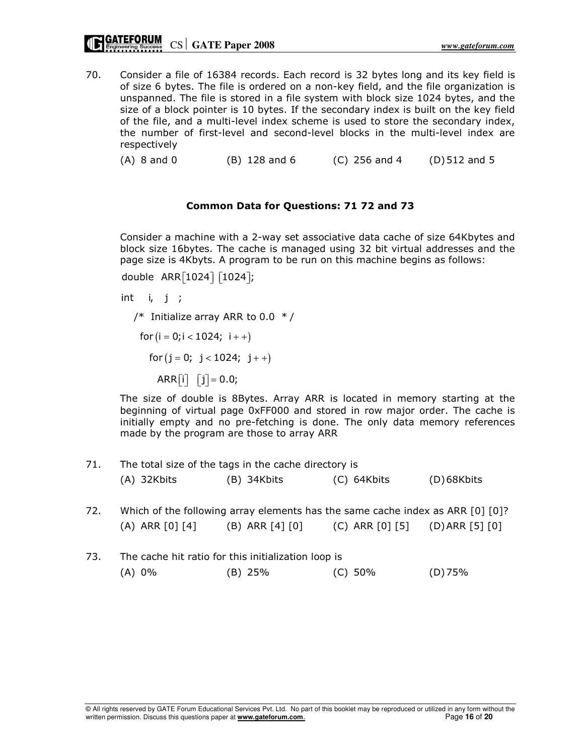70. Consider a file of 16384 records. Each record is 32 bytes long and its key field is of size 6 bytes. The file is ordered on a non-key field, and the file organization is unspanned. The file is stored in a file system with block size 1024 bytes, and the size of a block pointer is 10 bytes. If the secondary index is built on the key field of the file, and a multi-level index scheme is used to store the secondary index, the number of first-level and second-level blocks in the multi-level index are respectively

    (A) 8 and 0 (B) 128 and 6 (C) 256 and 4 (D) 512 and 5

**Common Data for Questions: 71 72 and 73**

Consider a machine with a 2-way set associative data cache of size 64Kbytes and block size 16bytes. The cache is managed using 32 bit virtual addresses and the page size is 4Kbyts. A program to be run on this machine begins as follows:

```
double ARR[1024][1024];
int i, j ;
  /* Initialize array ARR to 0.0 */
   for (i = 0; i < 1024; i++)
     for (j = 0; j < 1024; j++)
        ARR[i] [j] = 0.0;
```

The size of double is 8Bytes. Array ARR is located in memory starting at the beginning of virtual page 0xFF000 and stored in row major order. The cache is initially empty and no pre-fetching is done. The only data memory references made by the program are those to array ARR

71. The total size of the tags in the cache directory is

    (A) 32Kbits (B) 34Kbits (C) 64Kbits (D) 68Kbits

72. Which of the following array elements has the same cache index as ARR [0] [0]?

    (A) ARR [0] [4] (B) ARR [4] [0] (C) ARR [0] [5] (D) ARR [5] [0]

73. The cache hit ratio for this initialization loop is

    (A) 0% (B) 25% (C) 50% (D) 75%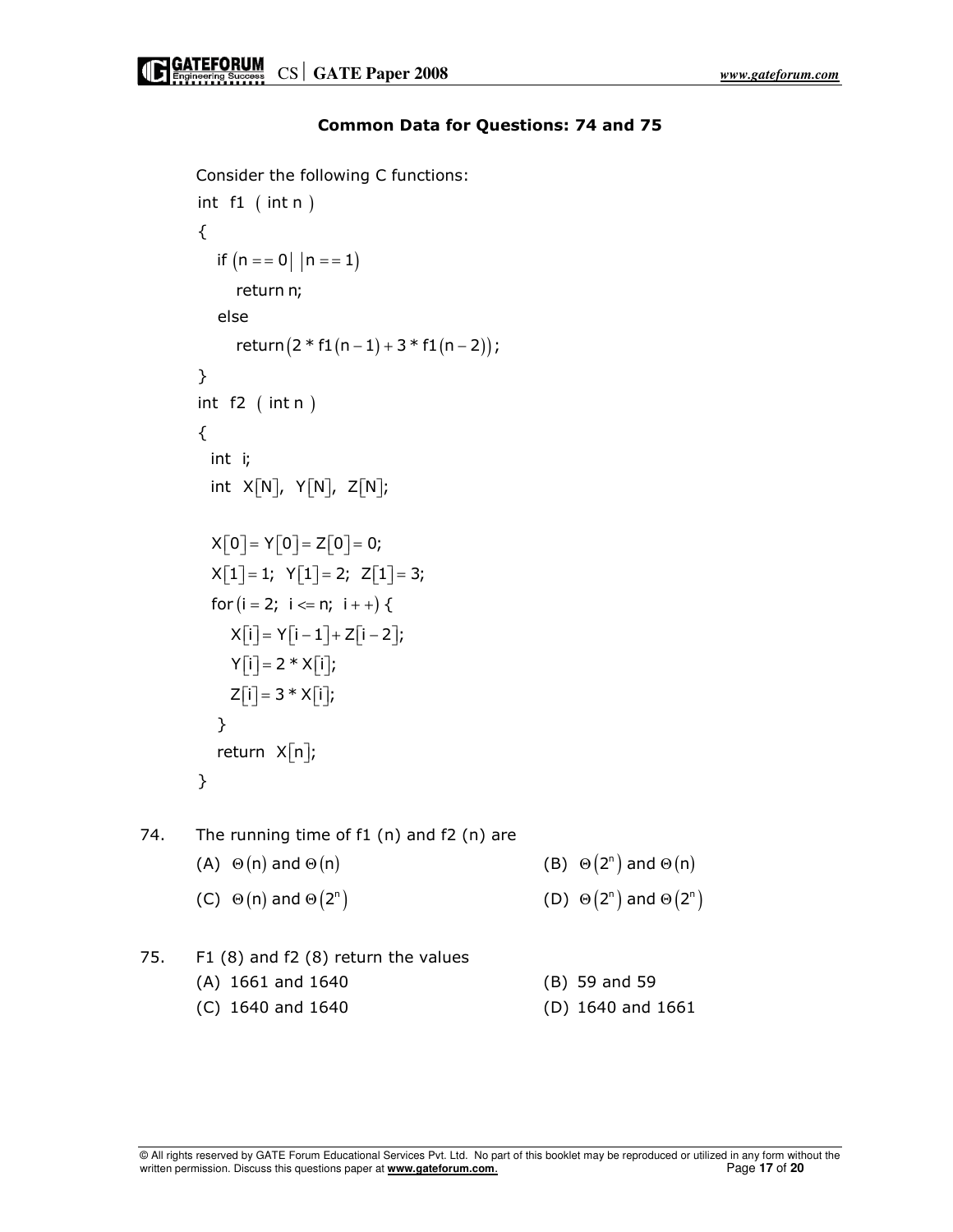**Common Data for Questions: 74 and 75**

Consider the following C functions:

```
int f1 ( int n )
{
  if (n == 0| |n == 1)
     return n;
  else
     return(2 * f1(n − 1) + 3 * f1(n − 2));
}
int f2 ( int n )
{
  int i;
  int X[N], Y[N], Z[N];

  X[0] = Y[0] = Z[0] = 0;
  X[1] = 1; Y[1] = 2; Z[1] = 3;
  for(i = 2; i <= n; i + +) {
     X[i] = Y[i − 1] + Z[i − 2];
     Y[i] = 2 * X[i];
     Z[i] = 3 * X[i];
  }
  return X[n];
}
```

74. The running time of f1 (n) and f2 (n) are

(A) $\Theta(n)$ and $\Theta(n)$

(B) $\Theta(2^n)$ and $\Theta(n)$

(C) $\Theta(n)$ and $\Theta(2^n)$

(D) $\Theta(2^n)$ and $\Theta(2^n)$

75. F1 (8) and f2 (8) return the values

(A) 1661 and 1640

(B) 59 and 59

(C) 1640 and 1640

(D) 1640 and 1661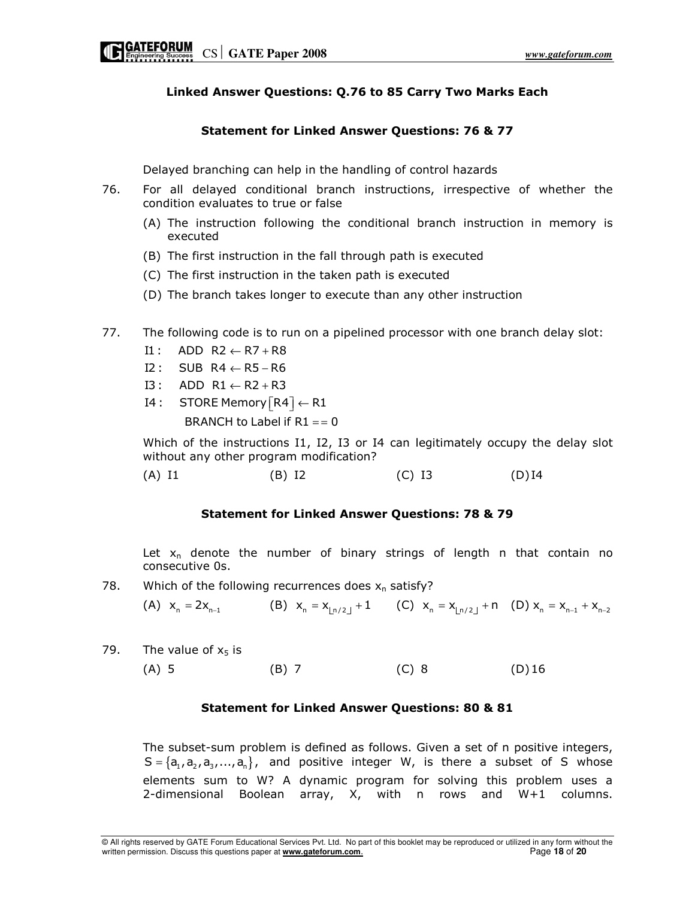### Linked Answer Questions: Q.76 to 85 Carry Two Marks Each

### Statement for Linked Answer Questions: 76 & 77

Delayed branching can help in the handling of control hazards

76. For all delayed conditional branch instructions, irrespective of whether the condition evaluates to true or false

    (A) The instruction following the conditional branch instruction in memory is executed

    (B) The first instruction in the fall through path is executed

    (C) The first instruction in the taken path is executed

    (D) The branch takes longer to execute than any other instruction

77. The following code is to run on a pipelined processor with one branch delay slot:

    I1 : ADD $R2 \leftarrow R7 + R8$

    I2 : SUB $R4 \leftarrow R5 - R6$

    I3 : ADD $R1 \leftarrow R2 + R3$

    I4 : STORE Memory$[R4] \leftarrow R1$

    BRANCH to Label if $R1 == 0$

    Which of the instructions I1, I2, I3 or I4 can legitimately occupy the delay slot without any other program modification?

    (A) I1 (B) I2 (C) I3 (D) I4

### Statement for Linked Answer Questions: 78 & 79

Let $x_n$ denote the number of binary strings of length n that contain no consecutive 0s.

78. Which of the following recurrences does $x_n$ satisfy?

    (A) $x_n = 2x_{n-1}$ (B) $x_n = x_{\lfloor n/2 \rfloor} + 1$ (C) $x_n = x_{\lfloor n/2 \rfloor} + n$ (D) $x_n = x_{n-1} + x_{n-2}$

79. The value of $x_5$ is

    (A) 5 (B) 7 (C) 8 (D) 16

### Statement for Linked Answer Questions: 80 & 81

The subset-sum problem is defined as follows. Given a set of n positive integers, $S = \{a_1, a_2, a_3, ..., a_n\}$, and positive integer W, is there a subset of S whose elements sum to W? A dynamic program for solving this problem uses a 2-dimensional Boolean array, X, with n rows and W+1 columns.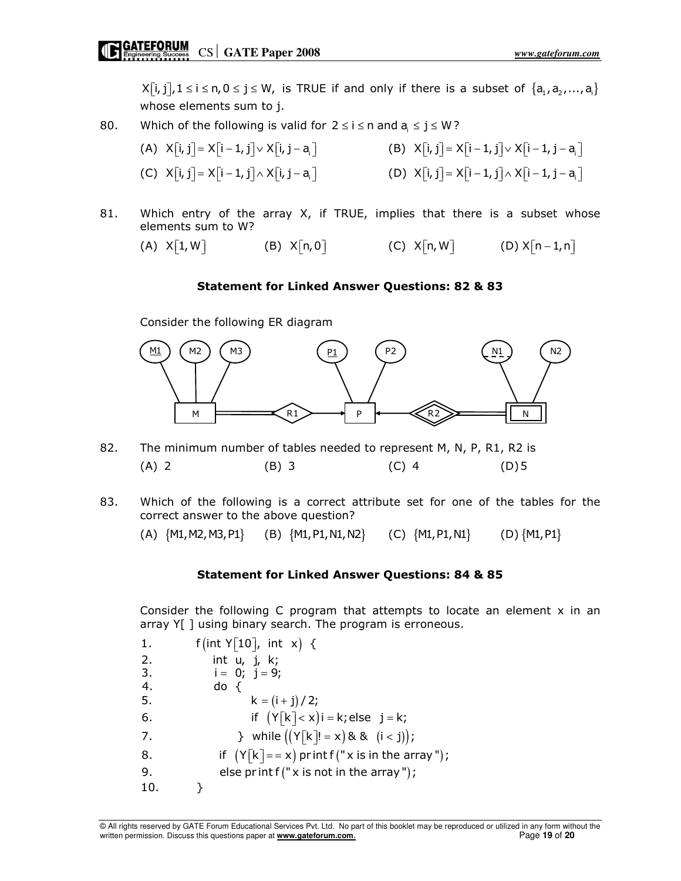$X[i, j], 1 \le i \le n, 0 \le j \le W,$ is TRUE if and only if there is a subset of $\{a_1, a_2, ..., a_i\}$ whose elements sum to j.

80. Which of the following is valid for $2 \le i \le n$ and $a_i \le j \le W$?

(A) $X[i, j] = X[i-1, j] \vee X[i, j-a_i]$ (B) $X[i, j] = X[i-1, j] \vee X[i-1, j-a_i]$

(C) $X[i, j] = X[i-1, j] \wedge X[i, j-a_i]$ (D) $X[i, j] = X[i-1, j] \wedge X[i-1, j-a_i]$

81. Which entry of the array X, if TRUE, implies that there is a subset whose elements sum to W?

(A) $X[1, W]$ (B) $X[n, 0]$ (C) $X[n, W]$ (D) $X[n-1, n]$

**Statement for Linked Answer Questions: 82 & 83**

Consider the following ER diagram

82. The minimum number of tables needed to represent M, N, P, R1, R2 is

(A) 2 (B) 3 (C) 4 (D) 5

83. Which of the following is a correct attribute set for one of the tables for the correct answer to the above question?

(A) $\{M1, M2, M3, P1\}$ (B) $\{M1, P1, N1, N2\}$ (C) $\{M1, P1, N1\}$ (D) $\{M1, P1\}$

**Statement for Linked Answer Questions: 84 & 85**

Consider the following C program that attempts to locate an element x in an array Y[ ] using binary search. The program is erroneous.

```
1.    f(int Y[10], int x) {
2.        int u, j, k;
3.        i = 0; j = 9;
4.        do {
5.            k = (i + j) / 2;
6.            if (Y[k] < x) i = k; else  j = k;
7.        } while ((Y[k]! = x) && (i < j));
8.        if (Y[k] == x) printf("x is in the array");
9.        else printf("x is not in the array");
10.   }
```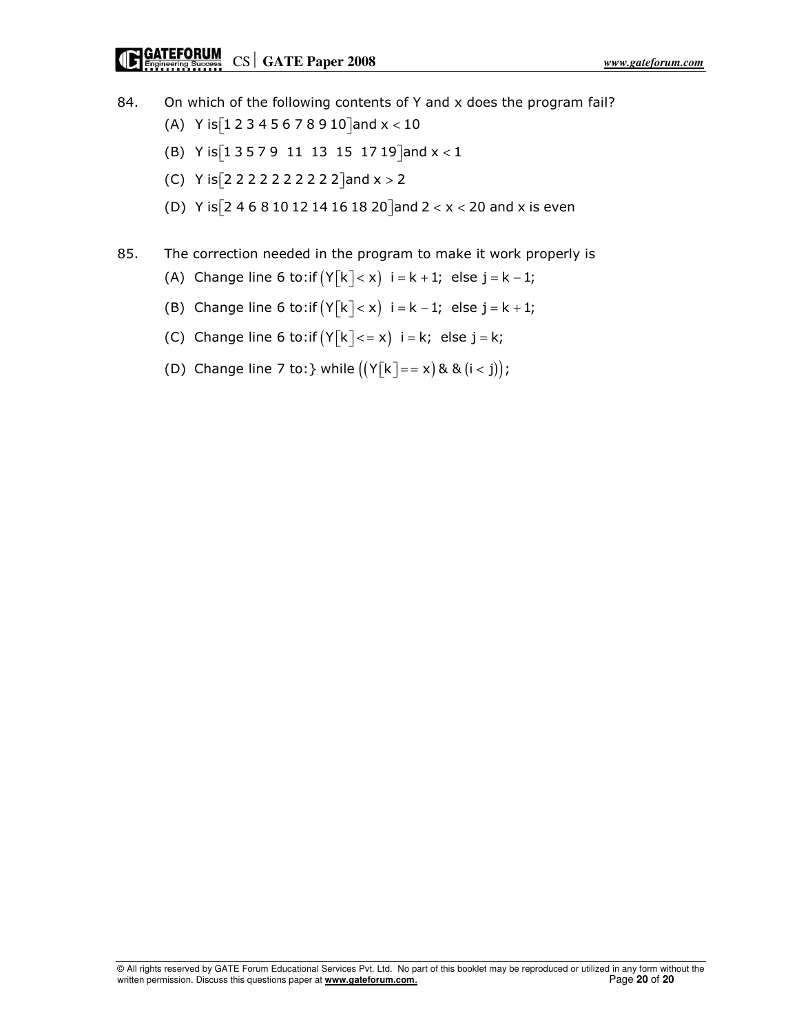84. On which of the following contents of Y and x does the program fail?

   (A) Y is $[1\ 2\ 3\ 4\ 5\ 6\ 7\ 8\ 9\ 10]$ and $x < 10$

   (B) Y is $[1\ 3\ 5\ 7\ 9\ \ 11\ \ 13\ \ 15\ \ 17\ 19]$ and $x < 1$

   (C) Y is $[2\ 2\ 2\ 2\ 2\ 2\ 2\ 2\ 2\ 2]$ and $x > 2$

   (D) Y is $[2\ 4\ 6\ 8\ 10\ 12\ 14\ 16\ 18\ 20]$ and $2 < x < 20$ and x is even

85. The correction needed in the program to make it work properly is

   (A) Change line 6 to: $\text{if}\left(Y[k] < x\right)\ i = k + 1;\ \text{else}\ j = k - 1;$

   (B) Change line 6 to: $\text{if}\left(Y[k] < x\right)\ i = k - 1;\ \text{else}\ j = k + 1;$

   (C) Change line 6 to: $\text{if}\left(Y[k] <= x\right)\ i = k;\ \text{else}\ j = k;$

   (D) Change line 7 to: $\}\ \text{while}\ \left(\left(Y[k] == x\right)\ \&\&\ \left(i < j\right)\right);$